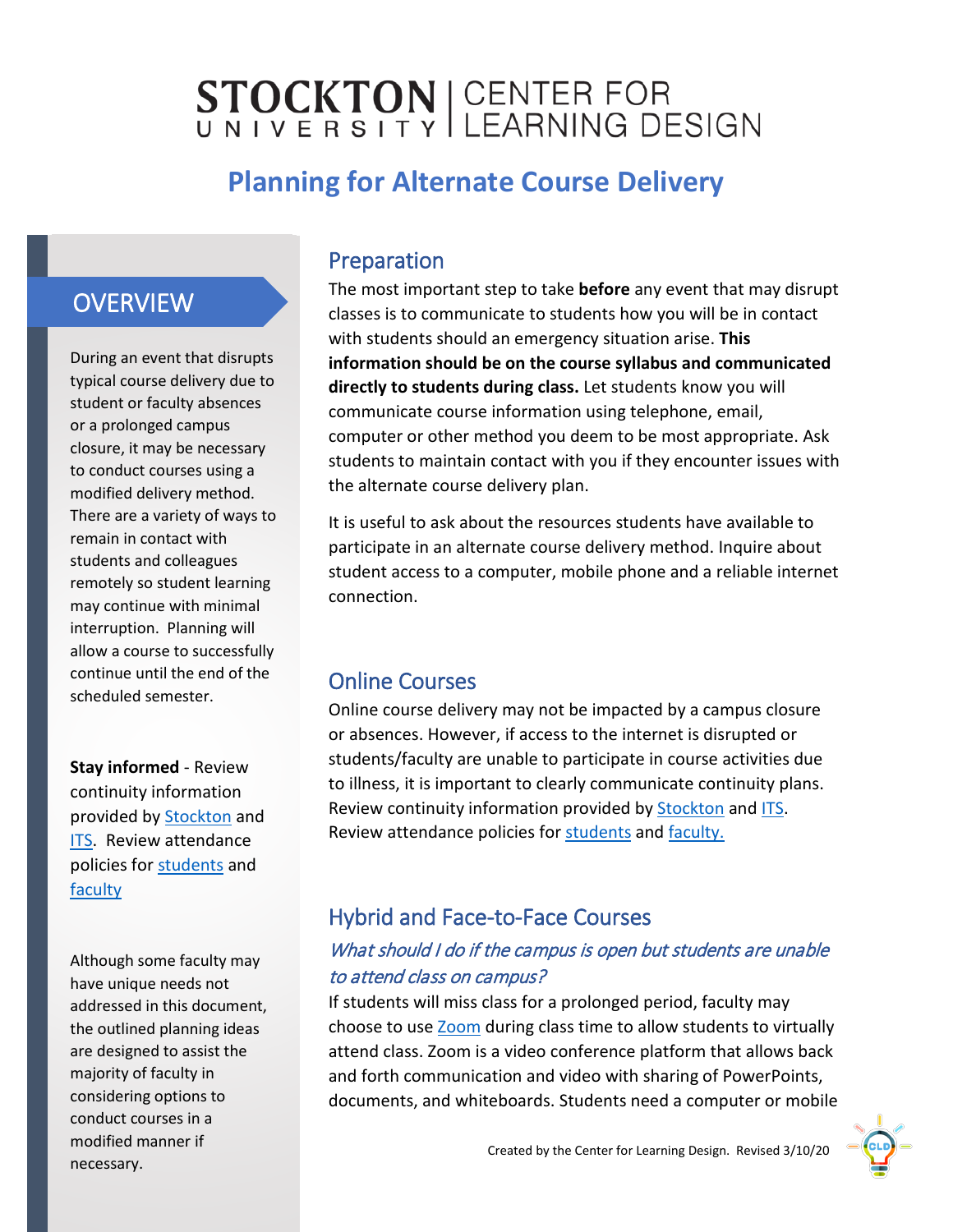# STOCKTON UNIVERSITY | CENTER FOR LEARNING DESIGN

## Planning for Alternate Course Delivery

## OVERVIEW

During an event that disrupts typical course delivery due to student or faculty absences or a prolonged campus closure, it may be necessary to conduct courses using a modified delivery method. There are a variety of ways to remain in contact with students and colleagues remotely so student learning may continue with minimal interruption. Planning will allow a course to successfully continue until the end of the scheduled semester.

**Stay informed** - Review continuity information provided by [Stockton]() and [ITS](). Review attendance policies for [students]() and [faculty]()

Although some faculty may have unique needs not addressed in this document, the outlined planning ideas are designed to assist the majority of faculty in considering options to conduct courses in a modified manner if necessary.

## Preparation

The most important step to take **before** any event that may disrupt classes is to communicate to students how you will be in contact with students should an emergency situation arise. **This information should be on the course syllabus and communicated directly to students during class.** Let students know you will communicate course information using telephone, email, computer or other method you deem to be most appropriate. Ask students to maintain contact with you if they encounter issues with the alternate course delivery plan.

It is useful to ask about the resources students have available to participate in an alternate course delivery method. Inquire about student access to a computer, mobile phone and a reliable internet connection.

## Online Courses

Online course delivery may not be impacted by a campus closure or absences. However, if access to the internet is disrupted or students/faculty are unable to participate in course activities due to illness, it is important to clearly communicate continuity plans. Review continuity information provided by [Stockton]() and [ITS](). Review attendance policies for [students]() and [faculty.]()

## Hybrid and Face-to-Face Courses

### *What should I do if the campus is open but students are unable to attend class on campus?*

If students will miss class for a prolonged period, faculty may choose to use [Zoom]() during class time to allow students to virtually attend class. Zoom is a video conference platform that allows back and forth communication and video with sharing of PowerPoints, documents, and whiteboards. Students need a computer or mobile

Created by the Center for Learning Design. Revised 3/10/20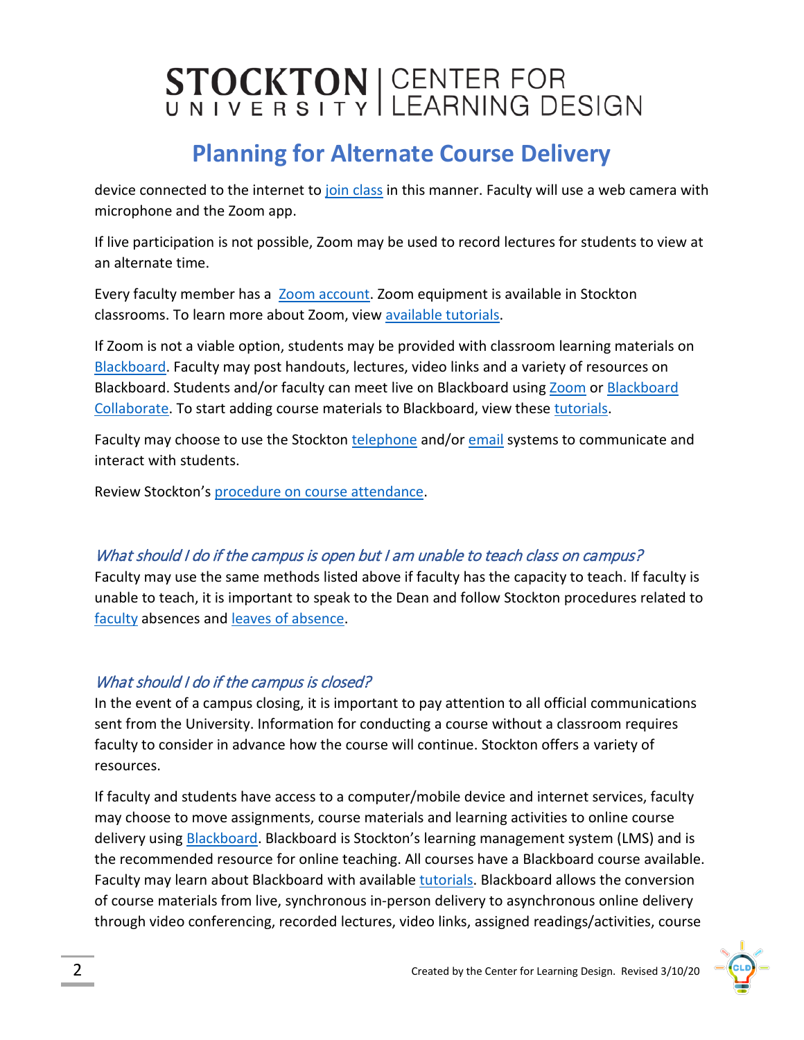device connected to the internet to join class in this manner. Faculty will use a web camera with microphone and the Zoom app.

If live participation is not possible, Zoom may be used to record lectures for students to view at an alternate time.

Every faculty member has a Zoom account. Zoom equipment is available in Stockton classrooms. To learn more about Zoom, view available tutorials.

If Zoom is not a viable option, students may be provided with classroom learning materials on Blackboard. Faculty may post handouts, lectures, video links and a variety of resources on Blackboard. Students and/or faculty can meet live on Blackboard using Zoom or Blackboard Collaborate. To start adding course materials to Blackboard, view these tutorials.

Faculty may choose to use the Stockton telephone and/or email systems to communicate and interact with students.

Review Stockton's procedure on course attendance.

### *What should I do if the campus is open but I am unable to teach class on campus?*

Faculty may use the same methods listed above if faculty has the capacity to teach. If faculty is unable to teach, it is important to speak to the Dean and follow Stockton procedures related to faculty absences and leaves of absence.

### *What should I do if the campus is closed?*

In the event of a campus closing, it is important to pay attention to all official communications sent from the University. Information for conducting a course without a classroom requires faculty to consider in advance how the course will continue. Stockton offers a variety of resources.

If faculty and students have access to a computer/mobile device and internet services, faculty may choose to move assignments, course materials and learning activities to online course delivery using Blackboard. Blackboard is Stockton's learning management system (LMS) and is the recommended resource for online teaching. All courses have a Blackboard course available. Faculty may learn about Blackboard with available tutorials. Blackboard allows the conversion of course materials from live, synchronous in-person delivery to asynchronous online delivery through video conferencing, recorded lectures, video links, assigned readings/activities, course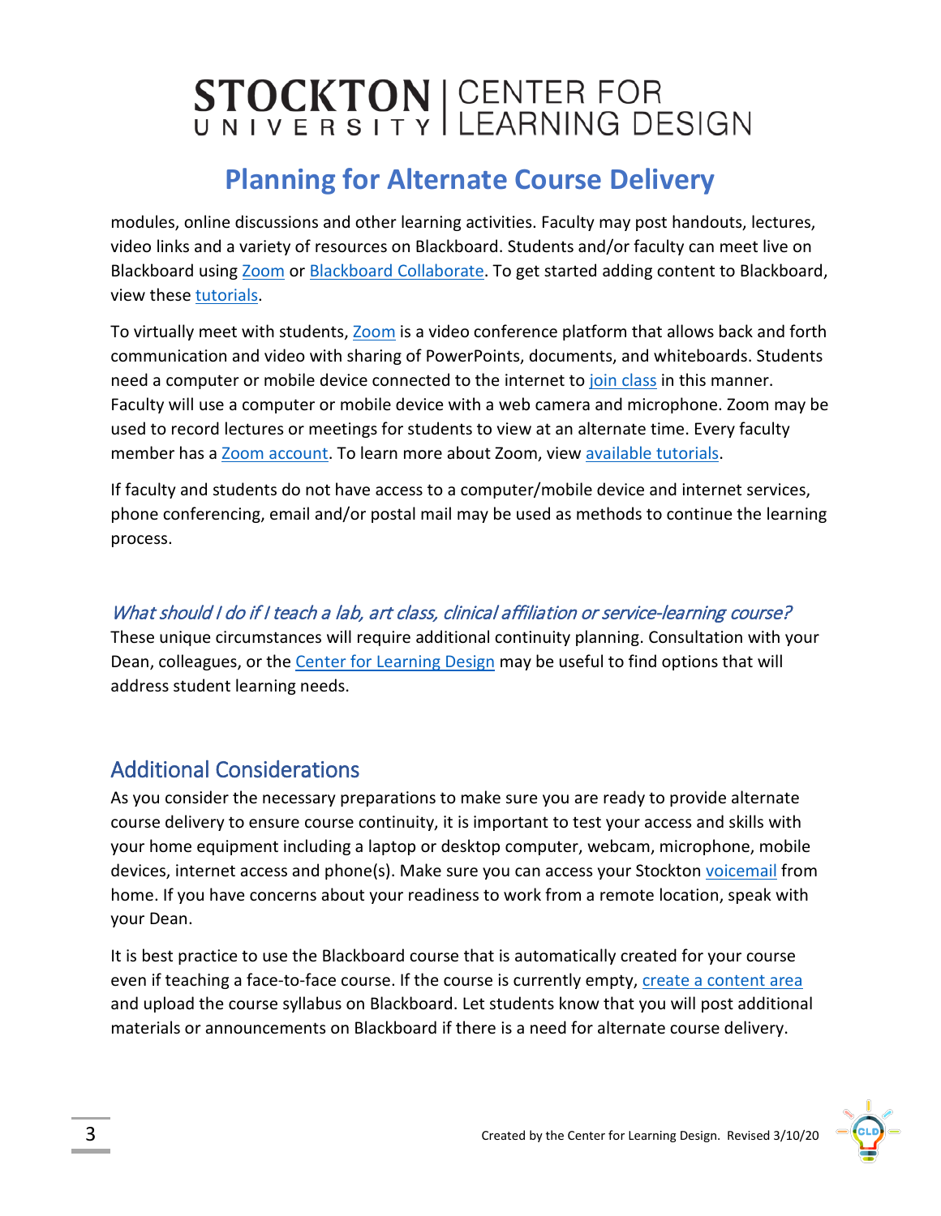modules, online discussions and other learning activities. Faculty may post handouts, lectures, video links and a variety of resources on Blackboard. Students and/or faculty can meet live on Blackboard using Zoom or Blackboard Collaborate. To get started adding content to Blackboard, view these tutorials.

To virtually meet with students, Zoom is a video conference platform that allows back and forth communication and video with sharing of PowerPoints, documents, and whiteboards. Students need a computer or mobile device connected to the internet to join class in this manner. Faculty will use a computer or mobile device with a web camera and microphone. Zoom may be used to record lectures or meetings for students to view at an alternate time. Every faculty member has a Zoom account. To learn more about Zoom, view available tutorials.

If faculty and students do not have access to a computer/mobile device and internet services, phone conferencing, email and/or postal mail may be used as methods to continue the learning process.

### *What should I do if I teach a lab, art class, clinical affiliation or service-learning course?*

These unique circumstances will require additional continuity planning. Consultation with your Dean, colleagues, or the Center for Learning Design may be useful to find options that will address student learning needs.

## Additional Considerations

As you consider the necessary preparations to make sure you are ready to provide alternate course delivery to ensure course continuity, it is important to test your access and skills with your home equipment including a laptop or desktop computer, webcam, microphone, mobile devices, internet access and phone(s). Make sure you can access your Stockton voicemail from home. If you have concerns about your readiness to work from a remote location, speak with your Dean.

It is best practice to use the Blackboard course that is automatically created for your course even if teaching a face-to-face course. If the course is currently empty, create a content area and upload the course syllabus on Blackboard. Let students know that you will post additional materials or announcements on Blackboard if there is a need for alternate course delivery.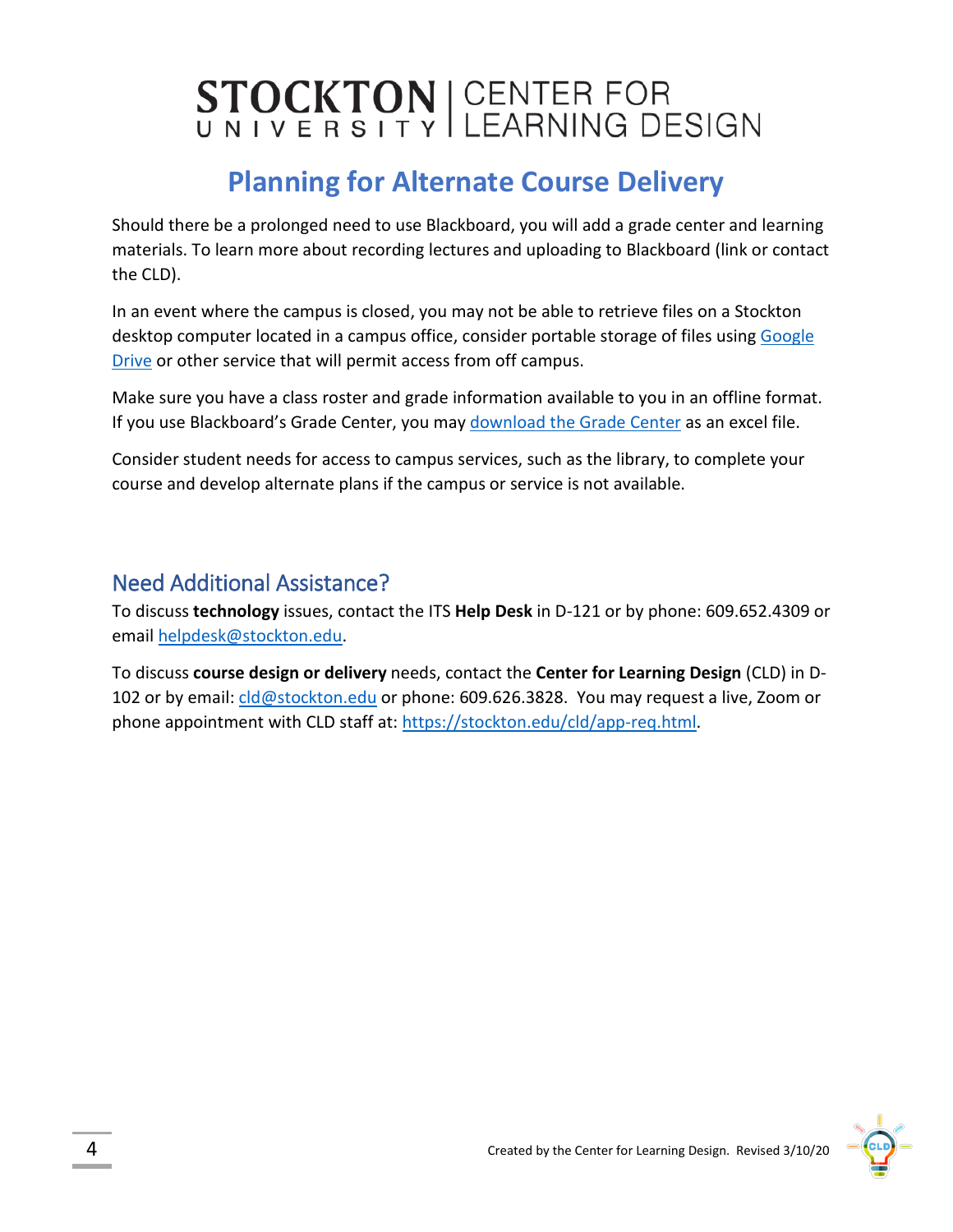# Planning for Alternate Course Delivery

Should there be a prolonged need to use Blackboard, you will add a grade center and learning materials. To learn more about recording lectures and uploading to Blackboard (link or contact the CLD).

In an event where the campus is closed, you may not be able to retrieve files on a Stockton desktop computer located in a campus office, consider portable storage of files using Google Drive or other service that will permit access from off campus.

Make sure you have a class roster and grade information available to you in an offline format. If you use Blackboard's Grade Center, you may download the Grade Center as an excel file.

Consider student needs for access to campus services, such as the library, to complete your course and develop alternate plans if the campus or service is not available.

## Need Additional Assistance?

To discuss **technology** issues, contact the ITS **Help Desk** in D-121 or by phone: 609.652.4309 or email helpdesk@stockton.edu.

To discuss **course design or delivery** needs, contact the **Center for Learning Design** (CLD) in D-102 or by email: cld@stockton.edu or phone: 609.626.3828. You may request a live, Zoom or phone appointment with CLD staff at: https://stockton.edu/cld/app-req.html.

Created by the Center for Learning Design. Revised 3/10/20